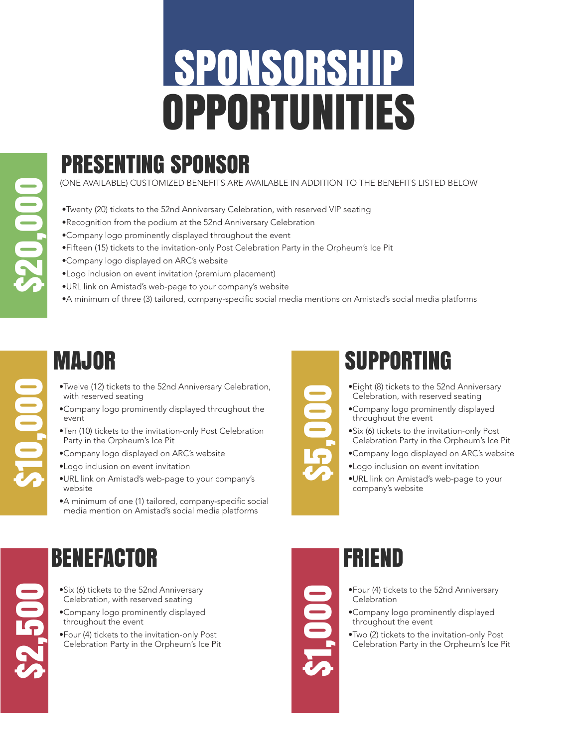# SPONSORSHIP OPPORTUNITIES

## PRESENTING SPONSOR

**$20,000**

(ONE AVAILABLE) CUSTOMIZED BENEFITS ARE AVAILABLE IN ADDITION TO THE BENEFITS LISTED BELOW

- Twenty (20) tickets to the 52nd Anniversary Celebration, with reserved VIP seating
- Recognition from the podium at the 52nd Anniversary Celebration
- Company logo prominently displayed throughout the event
- Fifteen (15) tickets to the invitation-only Post Celebration Party in the Orpheum's Ice Pit
- Company logo displayed on ARC's website
- Logo inclusion on event invitation (premium placement)
- URL link on Amistad's web-page to your company's website
- A minimum of three (3) tailored, company-specific social media mentions on Amistad's social media platforms

## MAJOR

**$10,000**

- Twelve (12) tickets to the 52nd Anniversary Celebration, with reserved seating
- Company logo prominently displayed throughout the event
- Ten (10) tickets to the invitation-only Post Celebration Party in the Orpheum's Ice Pit
- Company logo displayed on ARC's website
- Logo inclusion on event invitation
- URL link on Amistad's web-page to your company's website
- A minimum of one (1) tailored, company-specific social media mention on Amistad's social media platforms

## SUPPORTING

**$5,000**

- Eight (8) tickets to the 52nd Anniversary Celebration, with reserved seating
- Company logo prominently displayed throughout the event
- Six (6) tickets to the invitation-only Post Celebration Party in the Orpheum's Ice Pit
- Company logo displayed on ARC's website
- Logo inclusion on event invitation
- URL link on Amistad's web-page to your company's website

## BENEFACTOR

**$2,500**

- Six (6) tickets to the 52nd Anniversary Celebration, with reserved seating
- Company logo prominently displayed throughout the event
- Four (4) tickets to the invitation-only Post Celebration Party in the Orpheum's Ice Pit

## FRIEND

**$1,000**

- Four (4) tickets to the 52nd Anniversary Celebration
- Company logo prominently displayed throughout the event
- Two (2) tickets to the invitation-only Post Celebration Party in the Orpheum's Ice Pit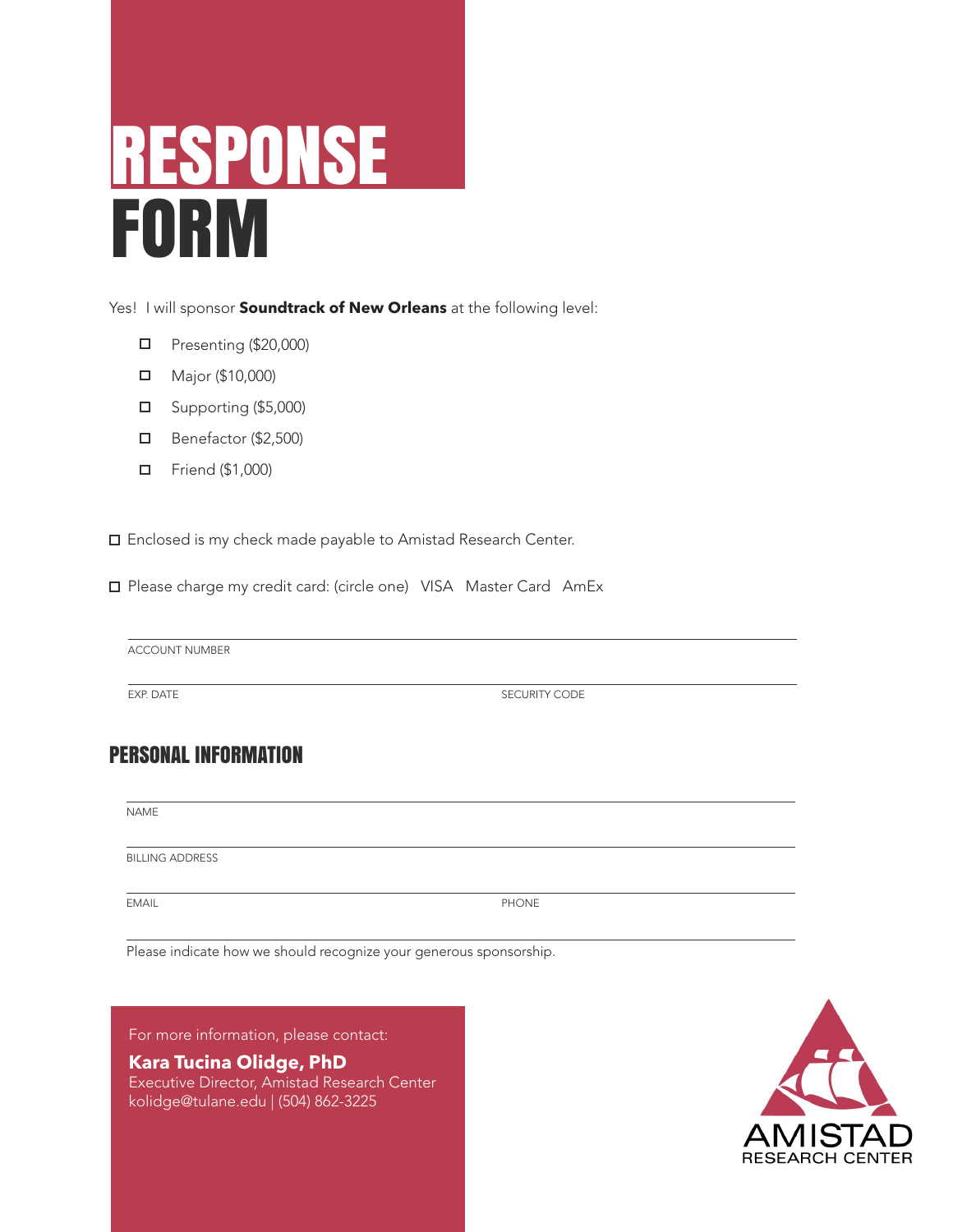# RESPONSE FORM

Yes! I will sponsor **Soundtrack of New Orleans** at the following level:

- ☐ Presenting ($20,000)
- ☐ Major ($10,000)
- ☐ Supporting ($5,000)
- ☐ Benefactor ($2,500)
- ☐ Friend ($1,000)

☐ Enclosed is my check made payable to Amistad Research Center.

☐ Please charge my credit card: (circle one) VISA Master Card AmEx

ACCOUNT NUMBER

EXP. DATE SECURITY CODE

## PERSONAL INFORMATION

NAME

BILLING ADDRESS

EMAIL PHONE

Please indicate how we should recognize your generous sponsorship.

For more information, please contact:

**Kara Tucina Olidge, PhD**
Executive Director, Amistad Research Center
kolidge@tulane.edu | (504) 862-3225

AMISTAD RESEARCH CENTER